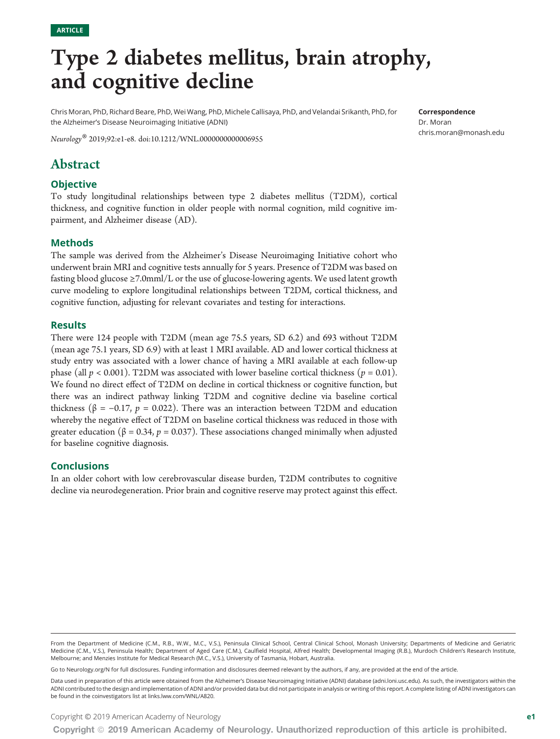ARTICLE

# Type 2 diabetes mellitus, brain atrophy, and cognitive decline

Chris Moran, PhD, Richard Beare, PhD, Wei Wang, PhD, Michele Callisaya, PhD, and Velandai Srikanth, PhD, for the Alzheimer's Disease Neuroimaging Initiative (ADNI)

*Neurology*® 2019;92:e1-e8. doi:10.1212/WNL.0000000000006955

**Correspondence**
Dr. Moran
chris.moran@monash.edu

## Abstract

### Objective

To study longitudinal relationships between type 2 diabetes mellitus (T2DM), cortical thickness, and cognitive function in older people with normal cognition, mild cognitive impairment, and Alzheimer disease (AD).

### Methods

The sample was derived from the Alzheimer's Disease Neuroimaging Initiative cohort who underwent brain MRI and cognitive tests annually for 5 years. Presence of T2DM was based on fasting blood glucose ≥7.0mml/L or the use of glucose-lowering agents. We used latent growth curve modeling to explore longitudinal relationships between T2DM, cortical thickness, and cognitive function, adjusting for relevant covariates and testing for interactions.

### Results

There were 124 people with T2DM (mean age 75.5 years, SD 6.2) and 693 without T2DM (mean age 75.1 years, SD 6.9) with at least 1 MRI available. AD and lower cortical thickness at study entry was associated with a lower chance of having a MRI available at each follow-up phase (all $p < 0.001$). T2DM was associated with lower baseline cortical thickness ($p = 0.01$). We found no direct effect of T2DM on decline in cortical thickness or cognitive function, but there was an indirect pathway linking T2DM and cognitive decline via baseline cortical thickness ($\beta = -0.17$, $p = 0.022$). There was an interaction between T2DM and education whereby the negative effect of T2DM on baseline cortical thickness was reduced in those with greater education ($\beta = 0.34$, $p = 0.037$). These associations changed minimally when adjusted for baseline cognitive diagnosis.

### Conclusions

In an older cohort with low cerebrovascular disease burden, T2DM contributes to cognitive decline via neurodegeneration. Prior brain and cognitive reserve may protect against this effect.

From the Department of Medicine (C.M., R.B., W.W., M.C., V.S.), Peninsula Clinical School, Central Clinical School, Monash University; Departments of Medicine and Geriatric Medicine (C.M., V.S.), Peninsula Health; Department of Aged Care (C.M.), Caulfield Hospital, Alfred Health; Developmental Imaging (R.B.), Murdoch Children's Research Institute, Melbourne; and Menzies Institute for Medical Research (M.C., V.S.), University of Tasmania, Hobart, Australia.

Go to Neurology.org/N for full disclosures. Funding information and disclosures deemed relevant by the authors, if any, are provided at the end of the article.

Data used in preparation of this article were obtained from the Alzheimer's Disease Neuroimaging Initiative (ADNI) database (adni.loni.usc.edu). As such, the investigators within the ADNI contributed to the design and implementation of ADNI and/or provided data but did not participate in analysis or writing of this report. A complete listing of ADNI investigators can be found in the coinvestigators list at links.lww.com/WNL/A820.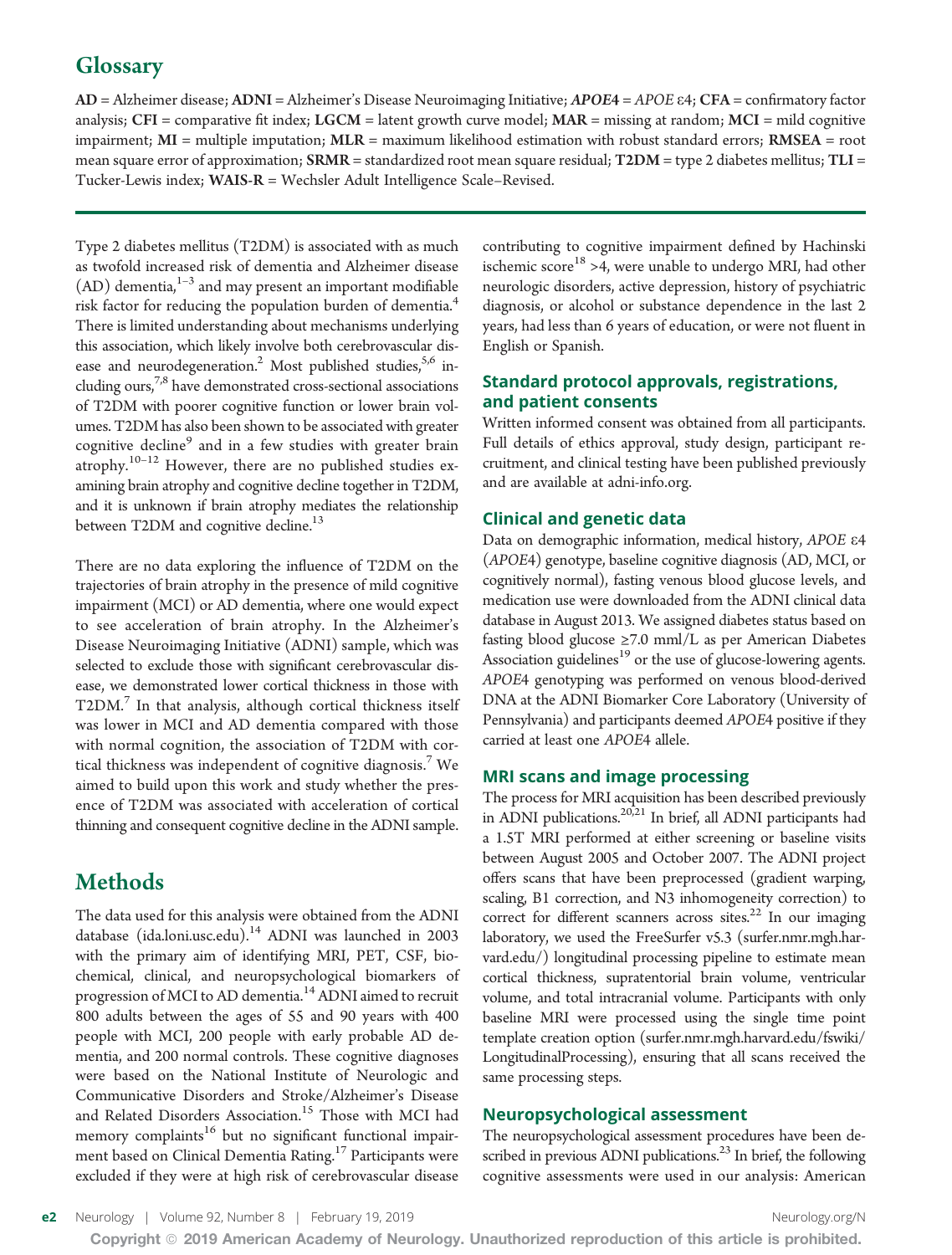## Glossary

**AD** = Alzheimer disease; **ADNI** = Alzheimer's Disease Neuroimaging Initiative; ***APOE4*** = *APOE* ε4; **CFA** = confirmatory factor analysis; **CFI** = comparative fit index; **LGCM** = latent growth curve model; **MAR** = missing at random; **MCI** = mild cognitive impairment; **MI** = multiple imputation; **MLR** = maximum likelihood estimation with robust standard errors; **RMSEA** = root mean square error of approximation; **SRMR** = standardized root mean square residual; **T2DM** = type 2 diabetes mellitus; **TLI** = Tucker-Lewis index; **WAIS-R** = Wechsler Adult Intelligence Scale–Revised.

Type 2 diabetes mellitus (T2DM) is associated with as much as twofold increased risk of dementia and Alzheimer disease (AD) dementia,[1–3] and may present an important modifiable risk factor for reducing the population burden of dementia.[4] There is limited understanding about mechanisms underlying this association, which likely involve both cerebrovascular disease and neurodegeneration.[2] Most published studies,[5,6] including ours,[7,8] have demonstrated cross-sectional associations of T2DM with poorer cognitive function or lower brain volumes. T2DM has also been shown to be associated with greater cognitive decline[9] and in a few studies with greater brain atrophy.[10–12] However, there are no published studies examining brain atrophy and cognitive decline together in T2DM, and it is unknown if brain atrophy mediates the relationship between T2DM and cognitive decline.[13]

There are no data exploring the influence of T2DM on the trajectories of brain atrophy in the presence of mild cognitive impairment (MCI) or AD dementia, where one would expect to see acceleration of brain atrophy. In the Alzheimer's Disease Neuroimaging Initiative (ADNI) sample, which was selected to exclude those with significant cerebrovascular disease, we demonstrated lower cortical thickness in those with T2DM.[7] In that analysis, although cortical thickness itself was lower in MCI and AD dementia compared with those with normal cognition, the association of T2DM with cortical thickness was independent of cognitive diagnosis.[7] We aimed to build upon this work and study whether the presence of T2DM was associated with acceleration of cortical thinning and consequent cognitive decline in the ADNI sample.

# Methods

The data used for this analysis were obtained from the ADNI database (ida.loni.usc.edu).[14] ADNI was launched in 2003 with the primary aim of identifying MRI, PET, CSF, biochemical, clinical, and neuropsychological biomarkers of progression of MCI to AD dementia.[14] ADNI aimed to recruit 800 adults between the ages of 55 and 90 years with 400 people with MCI, 200 people with early probable AD dementia, and 200 normal controls. These cognitive diagnoses were based on the National Institute of Neurologic and Communicative Disorders and Stroke/Alzheimer's Disease and Related Disorders Association.[15] Those with MCI had memory complaints[16] but no significant functional impairment based on Clinical Dementia Rating.[17] Participants were excluded if they were at high risk of cerebrovascular disease contributing to cognitive impairment defined by Hachinski ischemic score[18] >4, were unable to undergo MRI, had other neurologic disorders, active depression, history of psychiatric diagnosis, or alcohol or substance dependence in the last 2 years, had less than 6 years of education, or were not fluent in English or Spanish.

## Standard protocol approvals, registrations, and patient consents

Written informed consent was obtained from all participants. Full details of ethics approval, study design, participant recruitment, and clinical testing have been published previously and are available at adni-info.org.

## Clinical and genetic data

Data on demographic information, medical history, *APOE* ε4 (*APOE4*) genotype, baseline cognitive diagnosis (AD, MCI, or cognitively normal), fasting venous blood glucose levels, and medication use were downloaded from the ADNI clinical data database in August 2013. We assigned diabetes status based on fasting blood glucose ≥7.0 mml/L as per American Diabetes Association guidelines[19] or the use of glucose-lowering agents. *APOE4* genotyping was performed on venous blood-derived DNA at the ADNI Biomarker Core Laboratory (University of Pennsylvania) and participants deemed *APOE4* positive if they carried at least one *APOE4* allele.

## MRI scans and image processing

The process for MRI acquisition has been described previously in ADNI publications.[20,21] In brief, all ADNI participants had a 1.5T MRI performed at either screening or baseline visits between August 2005 and October 2007. The ADNI project offers scans that have been preprocessed (gradient warping, scaling, B1 correction, and N3 inhomogeneity correction) to correct for different scanners across sites.[22] In our imaging laboratory, we used the FreeSurfer v5.3 (surfer.nmr.mgh.harvard.edu/) longitudinal processing pipeline to estimate mean cortical thickness, supratentorial brain volume, ventricular volume, and total intracranial volume. Participants with only baseline MRI were processed using the single time point template creation option (surfer.nmr.mgh.harvard.edu/fswiki/LongitudinalProcessing), ensuring that all scans received the same processing steps.

## Neuropsychological assessment

The neuropsychological assessment procedures have been described in previous ADNI publications.[23] In brief, the following cognitive assessments were used in our analysis: American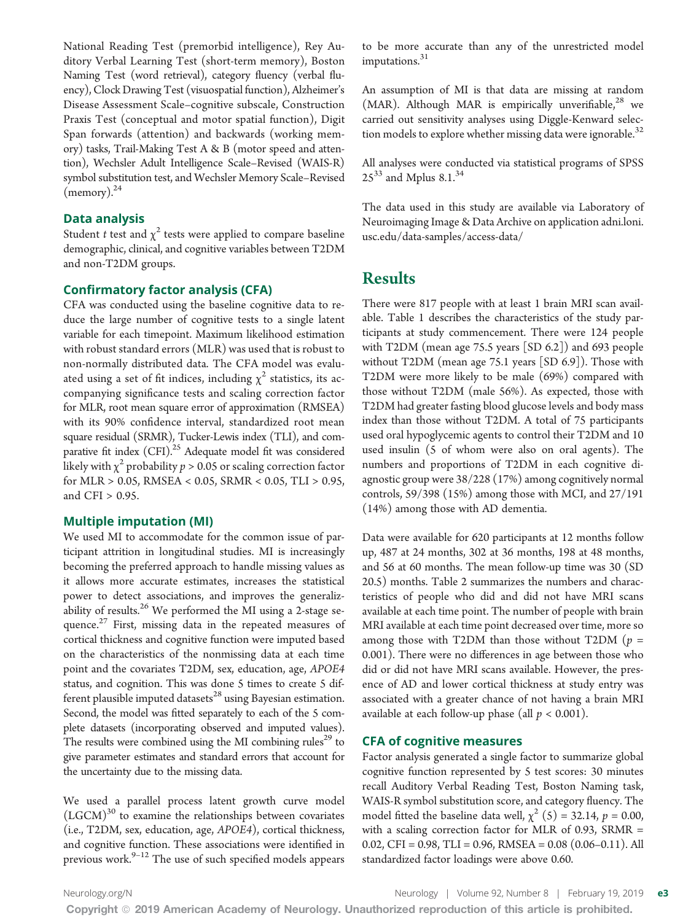National Reading Test (premorbid intelligence), Rey Auditory Verbal Learning Test (short-term memory), Boston Naming Test (word retrieval), category fluency (verbal fluency), Clock Drawing Test (visuospatial function), Alzheimer's Disease Assessment Scale–cognitive subscale, Construction Praxis Test (conceptual and motor spatial function), Digit Span forwards (attention) and backwards (working memory) tasks, Trail-Making Test A & B (motor speed and attention), Wechsler Adult Intelligence Scale–Revised (WAIS-R) symbol substitution test, and Wechsler Memory Scale–Revised (memory).[24]

### Data analysis

Student t test and $\chi^2$ tests were applied to compare baseline demographic, clinical, and cognitive variables between T2DM and non-T2DM groups.

### Confirmatory factor analysis (CFA)

CFA was conducted using the baseline cognitive data to reduce the large number of cognitive tests to a single latent variable for each timepoint. Maximum likelihood estimation with robust standard errors (MLR) was used that is robust to non-normally distributed data. The CFA model was evaluated using a set of fit indices, including $\chi^2$ statistics, its accompanying significance tests and scaling correction factor for MLR, root mean square error of approximation (RMSEA) with its 90% confidence interval, standardized root mean square residual (SRMR), Tucker-Lewis index (TLI), and comparative fit index (CFI).[25] Adequate model fit was considered likely with $\chi^2$ probability $p > 0.05$ or scaling correction factor for MLR > 0.05, RMSEA < 0.05, SRMR < 0.05, TLI > 0.95, and CFI > 0.95.

### Multiple imputation (MI)

We used MI to accommodate for the common issue of participant attrition in longitudinal studies. MI is increasingly becoming the preferred approach to handle missing values as it allows more accurate estimates, increases the statistical power to detect associations, and improves the generalizability of results.[26] We performed the MI using a 2-stage sequence.[27] First, missing data in the repeated measures of cortical thickness and cognitive function were imputed based on the characteristics of the nonmissing data at each time point and the covariates T2DM, sex, education, age, *APOE4* status, and cognition. This was done 5 times to create 5 different plausible imputed datasets[28] using Bayesian estimation. Second, the model was fitted separately to each of the 5 complete datasets (incorporating observed and imputed values). The results were combined using the MI combining rules[29] to give parameter estimates and standard errors that account for the uncertainty due to the missing data.

We used a parallel process latent growth curve model (LGCM)[30] to examine the relationships between covariates (i.e., T2DM, sex, education, age, *APOE4*), cortical thickness, and cognitive function. These associations were identified in previous work.[9–12] The use of such specified models appears to be more accurate than any of the unrestricted model imputations.[31]

An assumption of MI is that data are missing at random (MAR). Although MAR is empirically unverifiable,[28] we carried out sensitivity analyses using Diggle-Kenward selection models to explore whether missing data were ignorable.[32]

All analyses were conducted via statistical programs of SPSS 25[33] and Mplus 8.1.[34]

The data used in this study are available via Laboratory of Neuroimaging Image & Data Archive on application adni.loni.usc.edu/data-samples/access-data/

## Results

There were 817 people with at least 1 brain MRI scan available. Table 1 describes the characteristics of the study participants at study commencement. There were 124 people with T2DM (mean age 75.5 years [SD 6.2]) and 693 people without T2DM (mean age 75.1 years [SD 6.9]). Those with T2DM were more likely to be male (69%) compared with those without T2DM (male 56%). As expected, those with T2DM had greater fasting blood glucose levels and body mass index than those without T2DM. A total of 75 participants used oral hypoglycemic agents to control their T2DM and 10 used insulin (5 of whom were also on oral agents). The numbers and proportions of T2DM in each cognitive diagnostic group were 38/228 (17%) among cognitively normal controls, 59/398 (15%) among those with MCI, and 27/191 (14%) among those with AD dementia.

Data were available for 620 participants at 12 months follow up, 487 at 24 months, 302 at 36 months, 198 at 48 months, and 56 at 60 months. The mean follow-up time was 30 (SD 20.5) months. Table 2 summarizes the numbers and characteristics of people who did and did not have MRI scans available at each time point. The number of people with brain MRI available at each time point decreased over time, more so among those with T2DM than those without T2DM ($p = 0.001$). There were no differences in age between those who did or did not have MRI scans available. However, the presence of AD and lower cortical thickness at study entry was associated with a greater chance of not having a brain MRI available at each follow-up phase (all $p < 0.001$).

### CFA of cognitive measures

Factor analysis generated a single factor to summarize global cognitive function represented by 5 test scores: 30 minutes recall Auditory Verbal Reading Test, Boston Naming task, WAIS-R symbol substitution score, and category fluency. The model fitted the baseline data well, $\chi^2$ (5) = 32.14, $p = 0.00$, with a scaling correction factor for MLR of 0.93, SRMR = 0.02, CFI = 0.98, TLI = 0.96, RMSEA = 0.08 (0.06–0.11). All standardized factor loadings were above 0.60.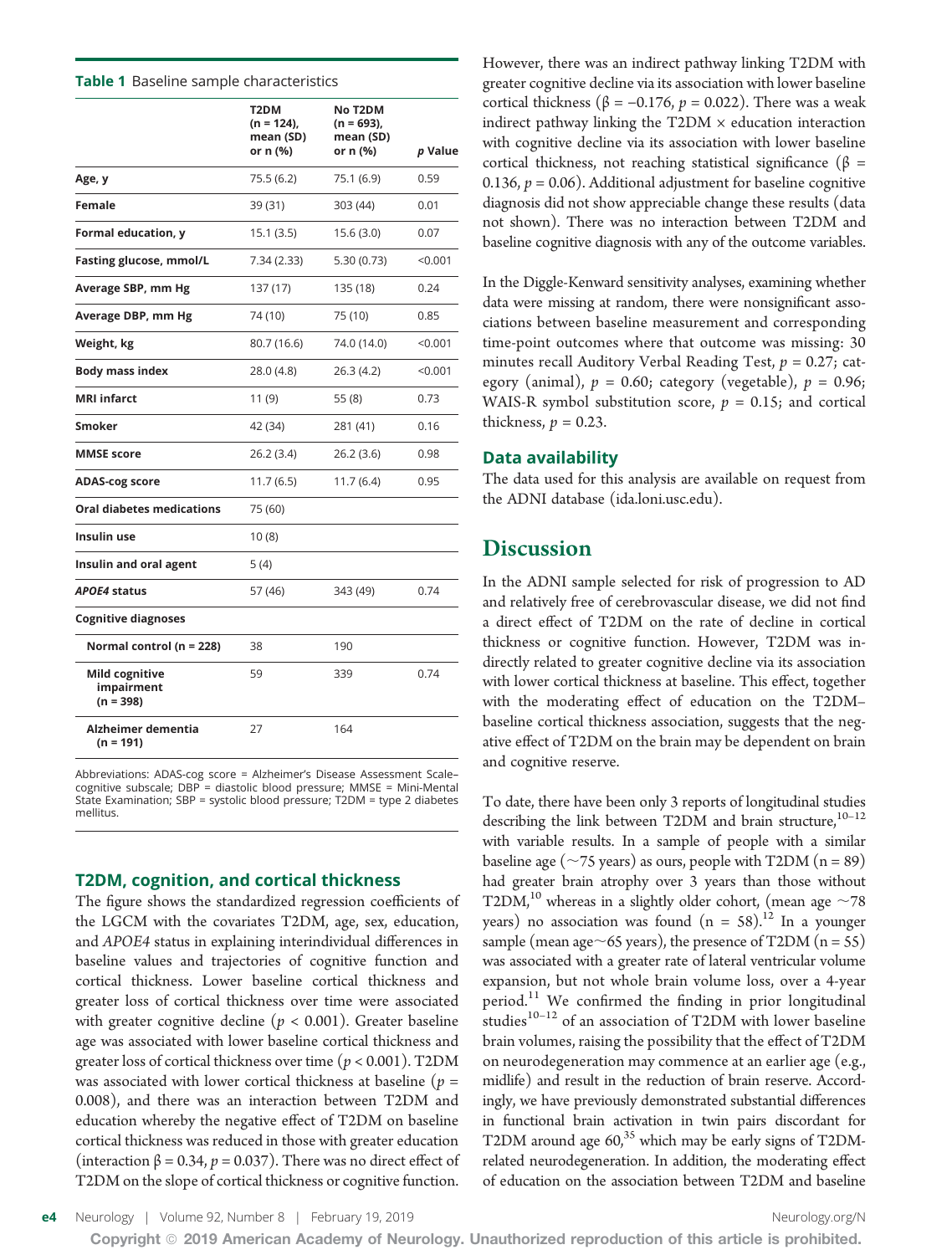**Table 1** Baseline sample characteristics

| | T2DM (n = 124), mean (SD) or n (%) | No T2DM (n = 693), mean (SD) or n (%) | *p* Value |
|---|---|---|---|
| **Age, y** | 75.5 (6.2) | 75.1 (6.9) | 0.59 |
| **Female** | 39 (31) | 303 (44) | 0.01 |
| **Formal education, y** | 15.1 (3.5) | 15.6 (3.0) | 0.07 |
| **Fasting glucose, mmol/L** | 7.34 (2.33) | 5.30 (0.73) | <0.001 |
| **Average SBP, mm Hg** | 137 (17) | 135 (18) | 0.24 |
| **Average DBP, mm Hg** | 74 (10) | 75 (10) | 0.85 |
| **Weight, kg** | 80.7 (16.6) | 74.0 (14.0) | <0.001 |
| **Body mass index** | 28.0 (4.8) | 26.3 (4.2) | <0.001 |
| **MRI infarct** | 11 (9) | 55 (8) | 0.73 |
| **Smoker** | 42 (34) | 281 (41) | 0.16 |
| **MMSE score** | 26.2 (3.4) | 26.2 (3.6) | 0.98 |
| **ADAS-cog score** | 11.7 (6.5) | 11.7 (6.4) | 0.95 |
| **Oral diabetes medications** | 75 (60) | | |
| **Insulin use** | 10 (8) | | |
| **Insulin and oral agent** | 5 (4) | | |
| ***APOE4* status** | 57 (46) | 343 (49) | 0.74 |
| **Cognitive diagnoses** | | | |
| **Normal control (n = 228)** | 38 | 190 | |
| **Mild cognitive impairment (n = 398)** | 59 | 339 | 0.74 |
| **Alzheimer dementia (n = 191)** | 27 | 164 | |

Abbreviations: ADAS-cog score = Alzheimer's Disease Assessment Scale–cognitive subscale; DBP = diastolic blood pressure; MMSE = Mini-Mental State Examination; SBP = systolic blood pressure; T2DM = type 2 diabetes mellitus.

### T2DM, cognition, and cortical thickness

The figure shows the standardized regression coefficients of the LGCM with the covariates T2DM, age, sex, education, and *APOE4* status in explaining interindividual differences in baseline values and trajectories of cognitive function and cortical thickness. Lower baseline cortical thickness and greater loss of cortical thickness over time were associated with greater cognitive decline ($p < 0.001$). Greater baseline age was associated with lower baseline cortical thickness and greater loss of cortical thickness over time ($p < 0.001$). T2DM was associated with lower cortical thickness at baseline ($p = 0.008$), and there was an interaction between T2DM and education whereby the negative effect of T2DM on baseline cortical thickness was reduced in those with greater education (interaction $\beta = 0.34$, $p = 0.037$). There was no direct effect of T2DM on the slope of cortical thickness or cognitive function. However, there was an indirect pathway linking T2DM with greater cognitive decline via its association with lower baseline cortical thickness ($\beta = -0.176$, $p = 0.022$). There was a weak indirect pathway linking the T2DM × education interaction with cognitive decline via its association with lower baseline cortical thickness, not reaching statistical significance ($\beta = 0.136$, $p = 0.06$). Additional adjustment for baseline cognitive diagnosis did not show appreciable change these results (data not shown). There was no interaction between T2DM and baseline cognitive diagnosis with any of the outcome variables.

In the Diggle-Kenward sensitivity analyses, examining whether data were missing at random, there were nonsignificant associations between baseline measurement and corresponding time-point outcomes where that outcome was missing: 30 minutes recall Auditory Verbal Reading Test, $p = 0.27$; category (animal), $p = 0.60$; category (vegetable), $p = 0.96$; WAIS-R symbol substitution score, $p = 0.15$; and cortical thickness, $p = 0.23$.

### Data availability

The data used for this analysis are available on request from the ADNI database (ida.loni.usc.edu).

## Discussion

In the ADNI sample selected for risk of progression to AD and relatively free of cerebrovascular disease, we did not find a direct effect of T2DM on the rate of decline in cortical thickness or cognitive function. However, T2DM was indirectly related to greater cognitive decline via its association with lower cortical thickness at baseline. This effect, together with the moderating effect of education on the T2DM–baseline cortical thickness association, suggests that the negative effect of T2DM on the brain may be dependent on brain and cognitive reserve.

To date, there have been only 3 reports of longitudinal studies describing the link between T2DM and brain structure,[10–12] with variable results. In a sample of people with a similar baseline age (~75 years) as ours, people with T2DM (n = 89) had greater brain atrophy over 3 years than those without T2DM,[10] whereas in a slightly older cohort, (mean age ~78 years) no association was found (n = 58).[12] In a younger sample (mean age~65 years), the presence of T2DM (n = 55) was associated with a greater rate of lateral ventricular volume expansion, but not whole brain volume loss, over a 4-year period.[11] We confirmed the finding in prior longitudinal studies[10–12] of an association of T2DM with lower baseline brain volumes, raising the possibility that the effect of T2DM on neurodegeneration may commence at an earlier age (e.g., midlife) and result in the reduction of brain reserve. Accordingly, we have previously demonstrated substantial differences in functional brain activation in twin pairs discordant for T2DM around age 60,[35] which may be early signs of T2DM-related neurodegeneration. In addition, the moderating effect of education on the association between T2DM and baseline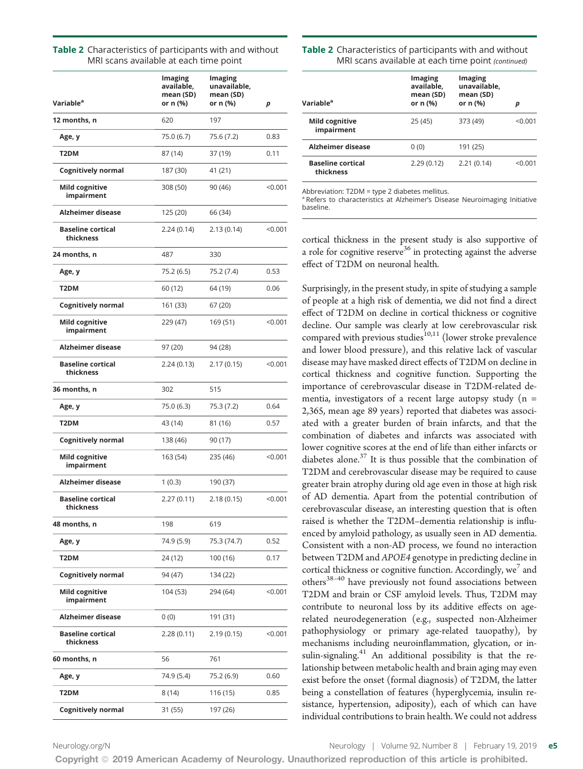**Table 2** Characteristics of participants with and without MRI scans available at each time point

| Variable[a] | Imaging available, mean (SD) or n (%) | Imaging unavailable, mean (SD) or n (%) | p |
|---|---|---|---|
| **12 months, n** | 620 | 197 | |
| Age, y | 75.0 (6.7) | 75.6 (7.2) | 0.83 |
| T2DM | 87 (14) | 37 (19) | 0.11 |
| Cognitively normal | 187 (30) | 41 (21) | |
| Mild cognitive impairment | 308 (50) | 90 (46) | <0.001 |
| Alzheimer disease | 125 (20) | 66 (34) | |
| Baseline cortical thickness | 2.24 (0.14) | 2.13 (0.14) | <0.001 |
| **24 months, n** | 487 | 330 | |
| Age, y | 75.2 (6.5) | 75.2 (7.4) | 0.53 |
| T2DM | 60 (12) | 64 (19) | 0.06 |
| Cognitively normal | 161 (33) | 67 (20) | |
| Mild cognitive impairment | 229 (47) | 169 (51) | <0.001 |
| Alzheimer disease | 97 (20) | 94 (28) | |
| Baseline cortical thickness | 2.24 (0.13) | 2.17 (0.15) | <0.001 |
| **36 months, n** | 302 | 515 | |
| Age, y | 75.0 (6.3) | 75.3 (7.2) | 0.64 |
| T2DM | 43 (14) | 81 (16) | 0.57 |
| Cognitively normal | 138 (46) | 90 (17) | |
| Mild cognitive impairment | 163 (54) | 235 (46) | <0.001 |
| Alzheimer disease | 1 (0.3) | 190 (37) | |
| Baseline cortical thickness | 2.27 (0.11) | 2.18 (0.15) | <0.001 |
| **48 months, n** | 198 | 619 | |
| Age, y | 74.9 (5.9) | 75.3 (74.7) | 0.52 |
| T2DM | 24 (12) | 100 (16) | 0.17 |
| Cognitively normal | 94 (47) | 134 (22) | |
| Mild cognitive impairment | 104 (53) | 294 (64) | <0.001 |
| Alzheimer disease | 0 (0) | 191 (31) | |
| Baseline cortical thickness | 2.28 (0.11) | 2.19 (0.15) | <0.001 |
| **60 months, n** | 56 | 761 | |
| Age, y | 74.9 (5.4) | 75.2 (6.9) | 0.60 |
| T2DM | 8 (14) | 116 (15) | 0.85 |
| Cognitively normal | 31 (55) | 197 (26) | |
| Mild cognitive impairment | 25 (45) | 373 (49) | <0.001 |
| Alzheimer disease | 0 (0) | 191 (25) | |
| Baseline cortical thickness | 2.29 (0.12) | 2.21 (0.14) | <0.001 |

Abbreviation: T2DM = type 2 diabetes mellitus.
[a] Refers to characteristics at Alzheimer's Disease Neuroimaging Initiative baseline.

cortical thickness in the present study is also supportive of a role for cognitive reserve[36] in protecting against the adverse effect of T2DM on neuronal health.

Surprisingly, in the present study, in spite of studying a sample of people at a high risk of dementia, we did not find a direct effect of T2DM on decline in cortical thickness or cognitive decline. Our sample was clearly at low cerebrovascular risk compared with previous studies[10,11] (lower stroke prevalence and lower blood pressure), and this relative lack of vascular disease may have masked direct effects of T2DM on decline in cortical thickness and cognitive function. Supporting the importance of cerebrovascular disease in T2DM-related dementia, investigators of a recent large autopsy study (n = 2,365, mean age 89 years) reported that diabetes was associated with a greater burden of brain infarcts, and that the combination of diabetes and infarcts was associated with lower cognitive scores at the end of life than either infarcts or diabetes alone.[37] It is thus possible that the combination of T2DM and cerebrovascular disease may be required to cause greater brain atrophy during old age even in those at high risk of AD dementia. Apart from the potential contribution of cerebrovascular disease, an interesting question that is often raised is whether the T2DM–dementia relationship is influenced by amyloid pathology, as usually seen in AD dementia. Consistent with a non-AD process, we found no interaction between T2DM and *APOE4* genotype in predicting decline in cortical thickness or cognitive function. Accordingly, we[7] and others[38–40] have previously not found associations between T2DM and brain or CSF amyloid levels. Thus, T2DM may contribute to neuronal loss by its additive effects on age-related neurodegeneration (e.g., suspected non-Alzheimer pathophysiology or primary age-related tauopathy), by mechanisms including neuroinflammation, glycation, or insulin-signaling.[41] An additional possibility is that the relationship between metabolic health and brain aging may even exist before the onset (formal diagnosis) of T2DM, the latter being a constellation of features (hyperglycemia, insulin resistance, hypertension, adiposity), each of which can have individual contributions to brain health. We could not address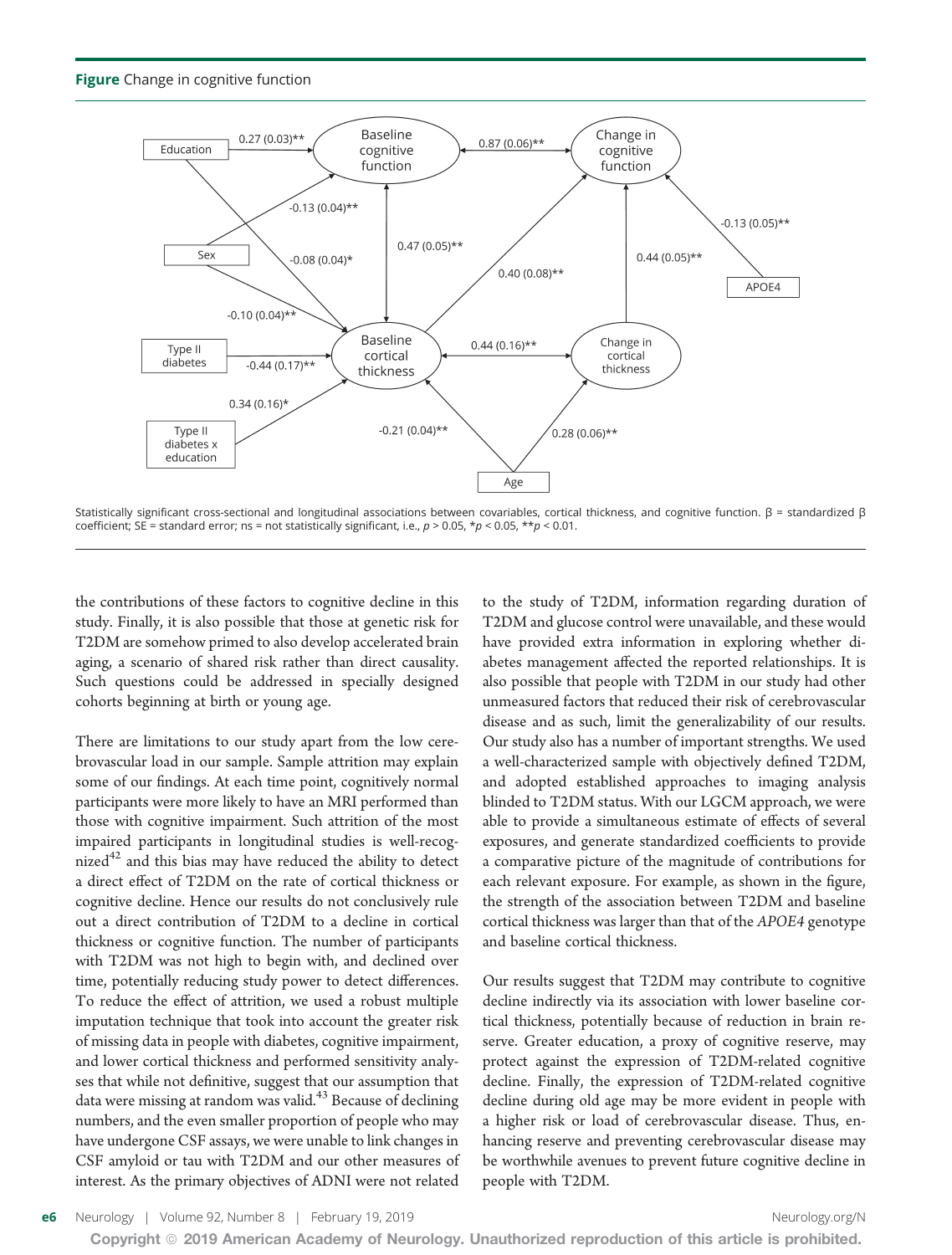**Figure** Change in cognitive function

Statistically significant cross-sectional and longitudinal associations between covariables, cortical thickness, and cognitive function. β = standardized β coefficient; SE = standard error; ns = not statistically significant, i.e., $p > 0.05$, \*$p < 0.05$, \*\*$p < 0.01$.

the contributions of these factors to cognitive decline in this study. Finally, it is also possible that those at genetic risk for T2DM are somehow primed to also develop accelerated brain aging, a scenario of shared risk rather than direct causality. Such questions could be addressed in specially designed cohorts beginning at birth or young age.

There are limitations to our study apart from the low cerebrovascular load in our sample. Sample attrition may explain some of our findings. At each time point, cognitively normal participants were more likely to have an MRI performed than those with cognitive impairment. Such attrition of the most impaired participants in longitudinal studies is well-recognized[42] and this bias may have reduced the ability to detect a direct effect of T2DM on the rate of cortical thickness or cognitive decline. Hence our results do not conclusively rule out a direct contribution of T2DM to a decline in cortical thickness or cognitive function. The number of participants with T2DM was not high to begin with, and declined over time, potentially reducing study power to detect differences. To reduce the effect of attrition, we used a robust multiple imputation technique that took into account the greater risk of missing data in people with diabetes, cognitive impairment, and lower cortical thickness and performed sensitivity analyses that while not definitive, suggest that our assumption that data were missing at random was valid.[43] Because of declining numbers, and the even smaller proportion of people who may have undergone CSF assays, we were unable to link changes in CSF amyloid or tau with T2DM and our other measures of interest. As the primary objectives of ADNI were not related to the study of T2DM, information regarding duration of T2DM and glucose control were unavailable, and these would have provided extra information in exploring whether diabetes management affected the reported relationships. It is also possible that people with T2DM in our study had other unmeasured factors that reduced their risk of cerebrovascular disease and as such, limit the generalizability of our results. Our study also has a number of important strengths. We used a well-characterized sample with objectively defined T2DM, and adopted established approaches to imaging analysis blinded to T2DM status. With our LGCM approach, we were able to provide a simultaneous estimate of effects of several exposures, and generate standardized coefficients to provide a comparative picture of the magnitude of contributions for each relevant exposure. For example, as shown in the figure, the strength of the association between T2DM and baseline cortical thickness was larger than that of the *APOE4* genotype and baseline cortical thickness.

Our results suggest that T2DM may contribute to cognitive decline indirectly via its association with lower baseline cortical thickness, potentially because of reduction in brain reserve. Greater education, a proxy of cognitive reserve, may protect against the expression of T2DM-related cognitive decline. Finally, the expression of T2DM-related cognitive decline during old age may be more evident in people with a higher risk or load of cerebrovascular disease. Thus, enhancing reserve and preventing cerebrovascular disease may be worthwhile avenues to prevent future cognitive decline in people with T2DM.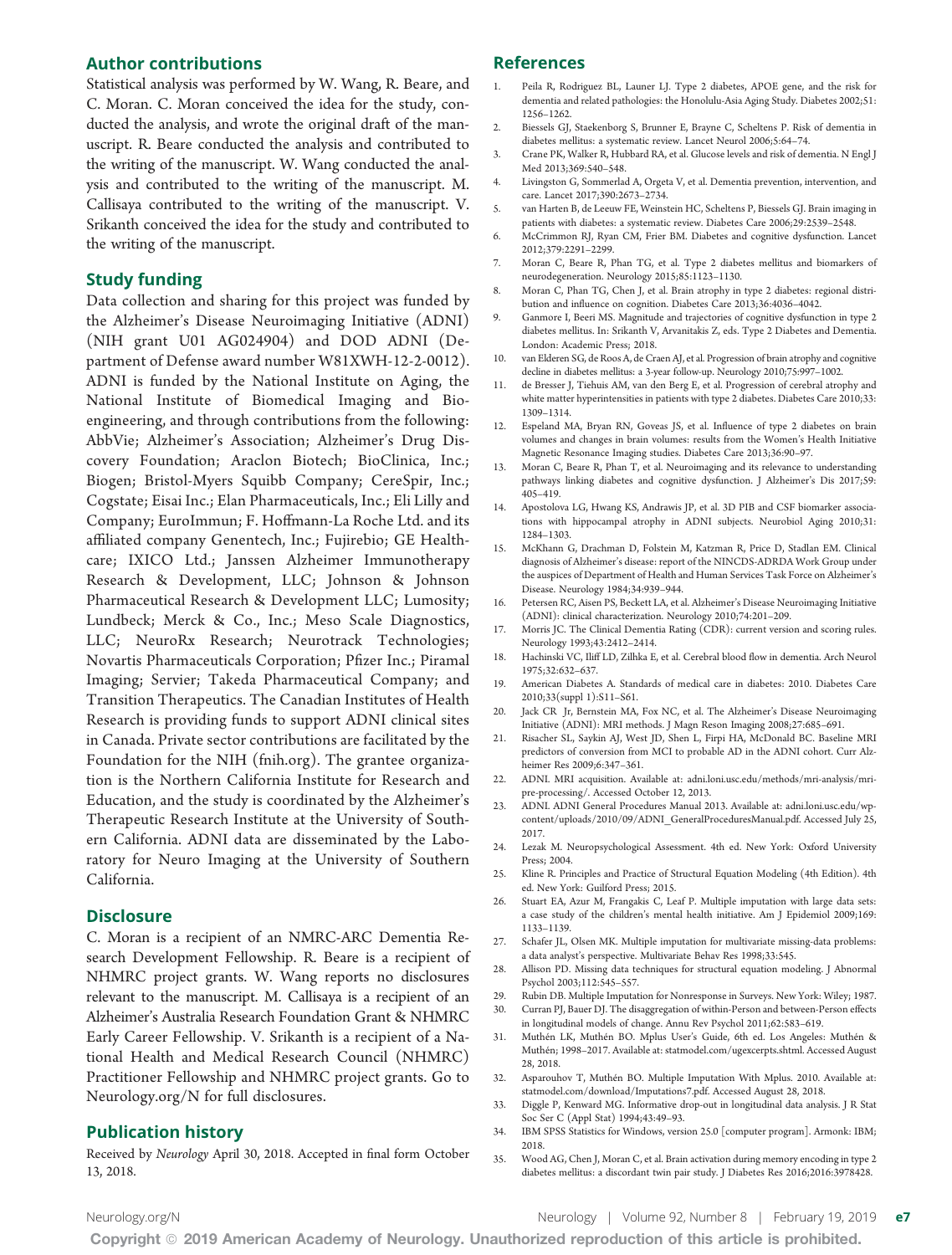## Author contributions

Statistical analysis was performed by W. Wang, R. Beare, and C. Moran. C. Moran conceived the idea for the study, conducted the analysis, and wrote the original draft of the manuscript. R. Beare conducted the analysis and contributed to the writing of the manuscript. W. Wang conducted the analysis and contributed to the writing of the manuscript. M. Callisaya contributed to the writing of the manuscript. V. Srikanth conceived the idea for the study and contributed to the writing of the manuscript.

## Study funding

Data collection and sharing for this project was funded by the Alzheimer's Disease Neuroimaging Initiative (ADNI) (NIH grant U01 AG024904) and DOD ADNI (Department of Defense award number W81XWH-12-2-0012). ADNI is funded by the National Institute on Aging, the National Institute of Biomedical Imaging and Bioengineering, and through contributions from the following: AbbVie; Alzheimer's Association; Alzheimer's Drug Discovery Foundation; Araclon Biotech; BioClinica, Inc.; Biogen; Bristol-Myers Squibb Company; CereSpir, Inc.; Cogstate; Eisai Inc.; Elan Pharmaceuticals, Inc.; Eli Lilly and Company; EuroImmun; F. Hoffmann-La Roche Ltd. and its affiliated company Genentech, Inc.; Fujirebio; GE Healthcare; IXICO Ltd.; Janssen Alzheimer Immunotherapy Research & Development, LLC; Johnson & Johnson Pharmaceutical Research & Development LLC; Lumosity; Lundbeck; Merck & Co., Inc.; Meso Scale Diagnostics, LLC; NeuroRx Research; Neurotrack Technologies; Novartis Pharmaceuticals Corporation; Pfizer Inc.; Piramal Imaging; Servier; Takeda Pharmaceutical Company; and Transition Therapeutics. The Canadian Institutes of Health Research is providing funds to support ADNI clinical sites in Canada. Private sector contributions are facilitated by the Foundation for the NIH (fnih.org). The grantee organization is the Northern California Institute for Research and Education, and the study is coordinated by the Alzheimer's Therapeutic Research Institute at the University of Southern California. ADNI data are disseminated by the Laboratory for Neuro Imaging at the University of Southern California.

## Disclosure

C. Moran is a recipient of an NMRC-ARC Dementia Research Development Fellowship. R. Beare is a recipient of NHMRC project grants. W. Wang reports no disclosures relevant to the manuscript. M. Callisaya is a recipient of an Alzheimer's Australia Research Foundation Grant & NHMRC Early Career Fellowship. V. Srikanth is a recipient of a National Health and Medical Research Council (NHMRC) Practitioner Fellowship and NHMRC project grants. Go to Neurology.org/N for full disclosures.

## Publication history

Received by *Neurology* April 30, 2018. Accepted in final form October 13, 2018.

## References

1. Peila R, Rodriguez BL, Launer LJ. Type 2 diabetes, APOE gene, and the risk for dementia and related pathologies: the Honolulu-Asia Aging Study. Diabetes 2002;51: 1256–1262.
2. Biessels GJ, Staekenborg S, Brunner E, Brayne C, Scheltens P. Risk of dementia in diabetes mellitus: a systematic review. Lancet Neurol 2006;5:64–74.
3. Crane PK, Walker R, Hubbard RA, et al. Glucose levels and risk of dementia. N Engl J Med 2013;369:540–548.
4. Livingston G, Sommerlad A, Orgeta V, et al. Dementia prevention, intervention, and care. Lancet 2017;390:2673–2734.
5. van Harten B, de Leeuw FE, Weinstein HC, Scheltens P, Biessels GJ. Brain imaging in patients with diabetes: a systematic review. Diabetes Care 2006;29:2539–2548.
6. McCrimmon RJ, Ryan CM, Frier BM. Diabetes and cognitive dysfunction. Lancet 2012;379:2291–2299.
7. Moran C, Beare R, Phan TG, et al. Type 2 diabetes mellitus and biomarkers of neurodegeneration. Neurology 2015;85:1123–1130.
8. Moran C, Phan TG, Chen J, et al. Brain atrophy in type 2 diabetes: regional distribution and influence on cognition. Diabetes Care 2013;36:4036–4042.
9. Ganmore I, Beeri MS. Magnitude and trajectories of cognitive dysfunction in type 2 diabetes mellitus. In: Srikanth V, Arvanitakis Z, eds. Type 2 Diabetes and Dementia. London: Academic Press; 2018.
10. van Elderen SG, de Roos A, de Craen AJ, et al. Progression of brain atrophy and cognitive decline in diabetes mellitus: a 3-year follow-up. Neurology 2010;75:997–1002.
11. de Bresser J, Tiehuis AM, van den Berg E, et al. Progression of cerebral atrophy and white matter hyperintensities in patients with type 2 diabetes. Diabetes Care 2010;33: 1309–1314.
12. Espeland MA, Bryan RN, Goveas JS, et al. Influence of type 2 diabetes on brain volumes and changes in brain volumes: results from the Women's Health Initiative Magnetic Resonance Imaging studies. Diabetes Care 2013;36:90–97.
13. Moran C, Beare R, Phan T, et al. Neuroimaging and its relevance to understanding pathways linking diabetes and cognitive dysfunction. J Alzheimer's Dis 2017;59: 405–419.
14. Apostolova LG, Hwang KS, Andrawis JP, et al. 3D PIB and CSF biomarker associations with hippocampal atrophy in ADNI subjects. Neurobiol Aging 2010;31: 1284–1303.
15. McKhann G, Drachman D, Folstein M, Katzman R, Price D, Stadlan EM. Clinical diagnosis of Alzheimer's disease: report of the NINCDS-ADRDA Work Group under the auspices of Department of Health and Human Services Task Force on Alzheimer's Disease. Neurology 1984;34:939–944.
16. Petersen RC, Aisen PS, Beckett LA, et al. Alzheimer's Disease Neuroimaging Initiative (ADNI): clinical characterization. Neurology 2010;74:201–209.
17. Morris JC. The Clinical Dementia Rating (CDR): current version and scoring rules. Neurology 1993;43:2412–2414.
18. Hachinski VC, Iliff LD, Zilhka E, et al. Cerebral blood flow in dementia. Arch Neurol 1975;32:632–637.
19. American Diabetes A. Standards of medical care in diabetes: 2010. Diabetes Care 2010;33(suppl 1):S11–S61.
20. Jack CR Jr, Bernstein MA, Fox NC, et al. The Alzheimer's Disease Neuroimaging Initiative (ADNI): MRI methods. J Magn Reson Imaging 2008;27:685–691.
21. Risacher SL, Saykin AJ, West JD, Shen L, Firpi HA, McDonald BC. Baseline MRI predictors of conversion from MCI to probable AD in the ADNI cohort. Curr Alzheimer Res 2009;6:347–361.
22. ADNI. MRI acquisition. Available at: adni.loni.usc.edu/methods/mri-analysis/mri-pre-processing/. Accessed October 12, 2013.
23. ADNI. ADNI General Procedures Manual 2013. Available at: adni.loni.usc.edu/wp-content/uploads/2010/09/ADNI_GeneralProceduresManual.pdf. Accessed July 25, 2017.
24. Lezak M. Neuropsychological Assessment. 4th ed. New York: Oxford University Press; 2004.
25. Kline R. Principles and Practice of Structural Equation Modeling (4th Edition). 4th ed. New York: Guilford Press; 2015.
26. Stuart EA, Azur M, Frangakis C, Leaf P. Multiple imputation with large data sets: a case study of the children's mental health initiative. Am J Epidemiol 2009;169: 1133–1139.
27. Schafer JL, Olsen MK. Multiple imputation for multivariate missing-data problems: a data analyst's perspective. Multivariate Behav Res 1998;33:545.
28. Allison PD. Missing data techniques for structural equation modeling. J Abnormal Psychol 2003;112:545–557.
29. Rubin DB. Multiple Imputation for Nonresponse in Surveys. New York: Wiley; 1987.
30. Curran PJ, Bauer DJ. The disaggregation of within-Person and between-Person effects in longitudinal models of change. Annu Rev Psychol 2011;62:583–619.
31. Muthén LK, Muthén BO. Mplus User's Guide, 6th ed. Los Angeles: Muthén & Muthén; 1998–2017. Available at: statmodel.com/ugexcerpts.shtml. Accessed August 28, 2018.
32. Asparouhov T, Muthén BO. Multiple Imputation With Mplus. 2010. Available at: statmodel.com/download/Imputations7.pdf. Accessed August 28, 2018.
33. Diggle P, Kenward MG. Informative drop-out in longitudinal data analysis. J R Stat Soc Ser C (Appl Stat) 1994;43:49–93.
34. IBM SPSS Statistics for Windows, version 25.0 [computer program]. Armonk: IBM; 2018.
35. Wood AG, Chen J, Moran C, et al. Brain activation during memory encoding in type 2 diabetes mellitus: a discordant twin pair study. J Diabetes Res 2016;2016:3978428.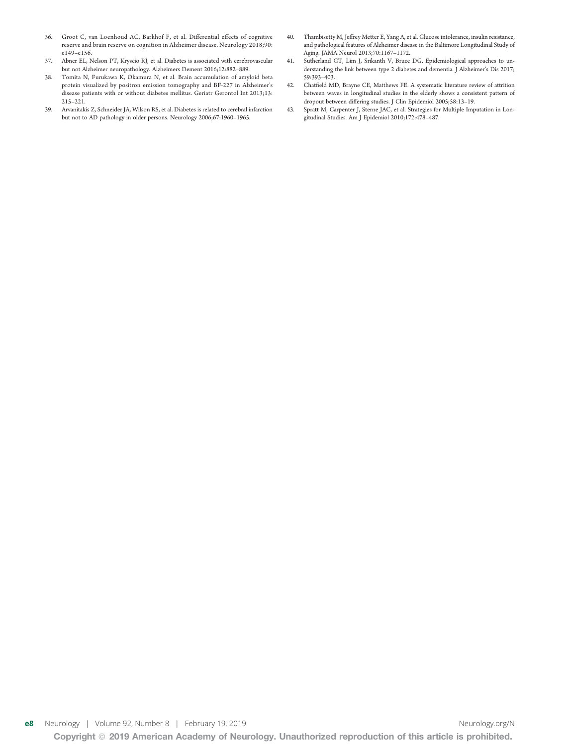36. Groot C, van Loenhoud AC, Barkhof F, et al. Differential effects of cognitive reserve and brain reserve on cognition in Alzheimer disease. Neurology 2018;90: e149–e156.
37. Abner EL, Nelson PT, Kryscio RJ, et al. Diabetes is associated with cerebrovascular but not Alzheimer neuropathology. Alzheimers Dement 2016;12:882–889.
38. Tomita N, Furukawa K, Okamura N, et al. Brain accumulation of amyloid beta protein visualized by positron emission tomography and BF-227 in Alzheimer's disease patients with or without diabetes mellitus. Geriatr Gerontol Int 2013;13: 215–221.
39. Arvanitakis Z, Schneider JA, Wilson RS, et al. Diabetes is related to cerebral infarction but not to AD pathology in older persons. Neurology 2006;67:1960–1965.
40. Thambisetty M, Jeffrey Metter E, Yang A, et al. Glucose intolerance, insulin resistance, and pathological features of Alzheimer disease in the Baltimore Longitudinal Study of Aging. JAMA Neurol 2013;70:1167–1172.
41. Sutherland GT, Lim J, Srikanth V, Bruce DG. Epidemiological approaches to understanding the link between type 2 diabetes and dementia. J Alzheimer's Dis 2017; 59:393–403.
42. Chatfield MD, Brayne CE, Matthews FE. A systematic literature review of attrition between waves in longitudinal studies in the elderly shows a consistent pattern of dropout between differing studies. J Clin Epidemiol 2005;58:13–19.
43. Spratt M, Carpenter J, Sterne JAC, et al. Strategies for Multiple Imputation in Longitudinal Studies. Am J Epidemiol 2010;172:478–487.

Copyright © 2019 American Academy of Neurology. Unauthorized reproduction of this article is prohibited.